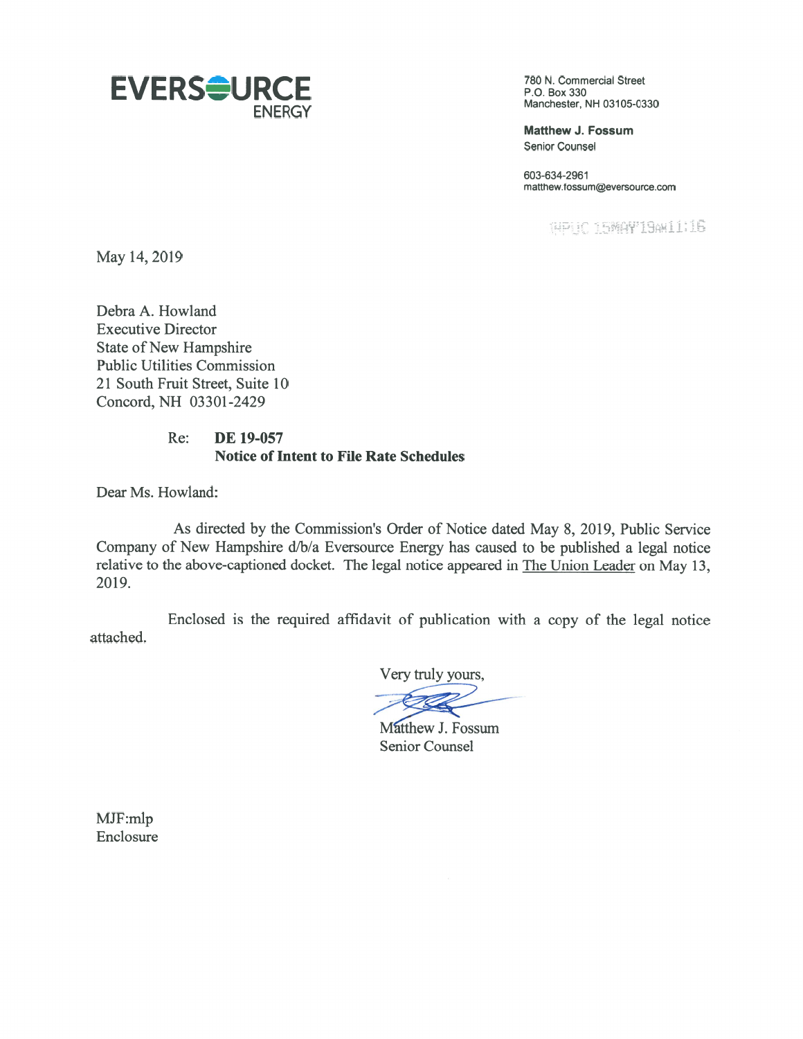**EVERSOURCE ENERGY**

780 N. Commercial Street
P.O. Box 330
Manchester, NH 03105-0330

**Matthew J. Fossum**
Senior Counsel

603-634-2961
matthew.fossum@eversource.com

NHPUC 15MAY'19AM11:16

May 14, 2019

Debra A. Howland
Executive Director
State of New Hampshire
Public Utilities Commission
21 South Fruit Street, Suite 10
Concord, NH 03301-2429

Re: **DE 19-057**
**Notice of Intent to File Rate Schedules**

Dear Ms. Howland:

As directed by the Commission's Order of Notice dated May 8, 2019, Public Service Company of New Hampshire d/b/a Eversource Energy has caused to be published a legal notice relative to the above-captioned docket. The legal notice appeared in The Union Leader on May 13, 2019.

Enclosed is the required affidavit of publication with a copy of the legal notice attached.

Very truly yours,

Matthew J. Fossum
Senior Counsel

MJF:mlp
Enclosure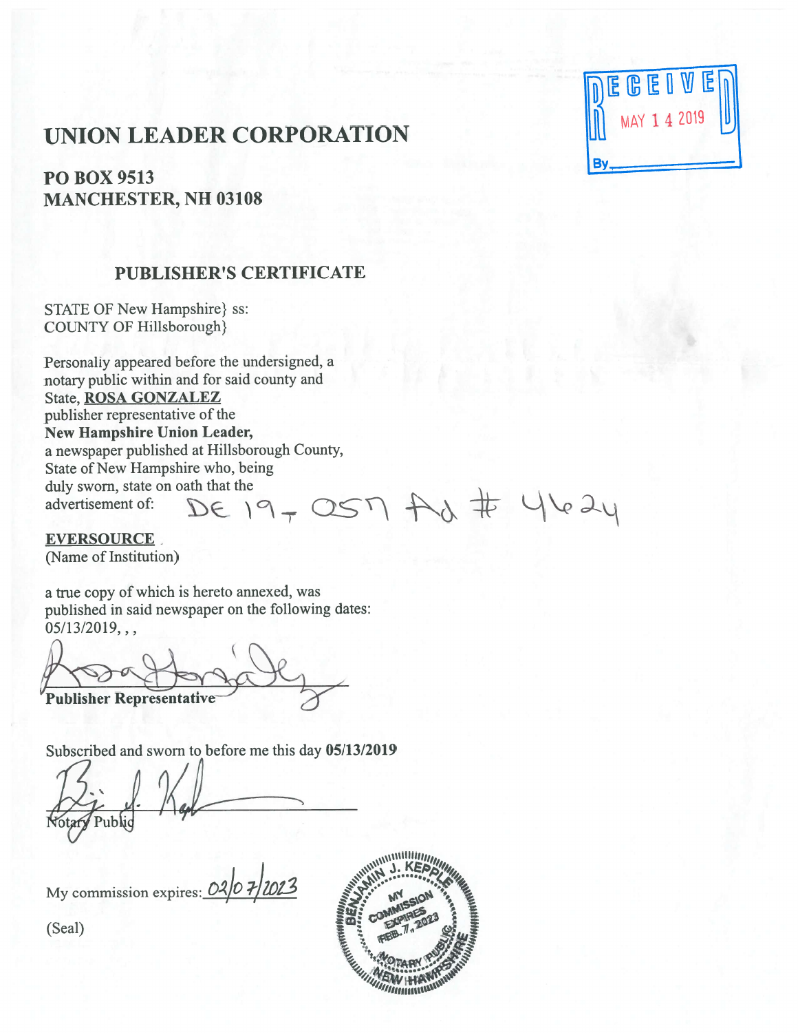RECEIVED

MAY 14 2019

By

# UNION LEADER CORPORATION

**PO BOX 9513**
**MANCHESTER, NH 03108**

## PUBLISHER'S CERTIFICATE

STATE OF New Hampshire} ss:
COUNTY OF Hillsborough}

Personally appeared before the undersigned, a notary public within and for said county and State, **ROSA GONZALEZ** publisher representative of the **New Hampshire Union Leader,** a newspaper published at Hillsborough County, State of New Hampshire who, being duly sworn, state on oath that the advertisement of: DE 19-057 Ad # 4624

**EVERSOURCE**
(Name of Institution)

a true copy of which is hereto annexed, was published in said newspaper on the following dates: 05/13/2019, , ,

**Publisher Representative**

Subscribed and sworn to before me this day **05/13/2019**

Notary Public

My commission expires: 02/07/2023

(Seal)

BENJAMIN J. KEPPLE
MY COMMISSION EXPIRES FEB. 7, 2023
NOTARY PUBLIC
NEW HAMPSHIRE